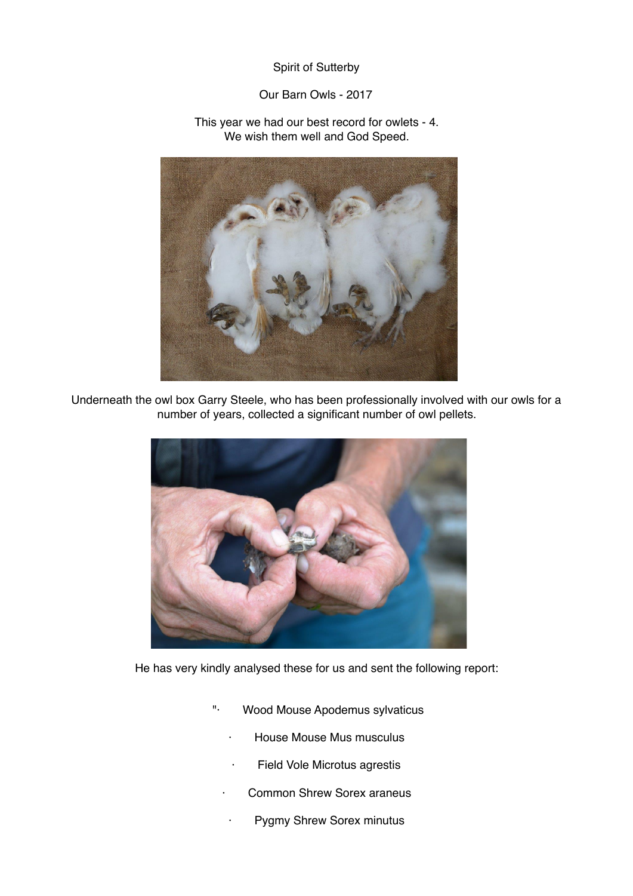Spirit of Sutterby

Our Barn Owls - 2017

This year we had our best record for owlets - 4.
We wish them well and God Speed.

Underneath the owl box Garry Steele, who has been professionally involved with our owls for a number of years, collected a significant number of owl pellets.

He has very kindly analysed these for us and sent the following report:

"· Wood Mouse Apodemus sylvaticus

· House Mouse Mus musculus

· Field Vole Microtus agrestis

· Common Shrew Sorex araneus

· Pygmy Shrew Sorex minutus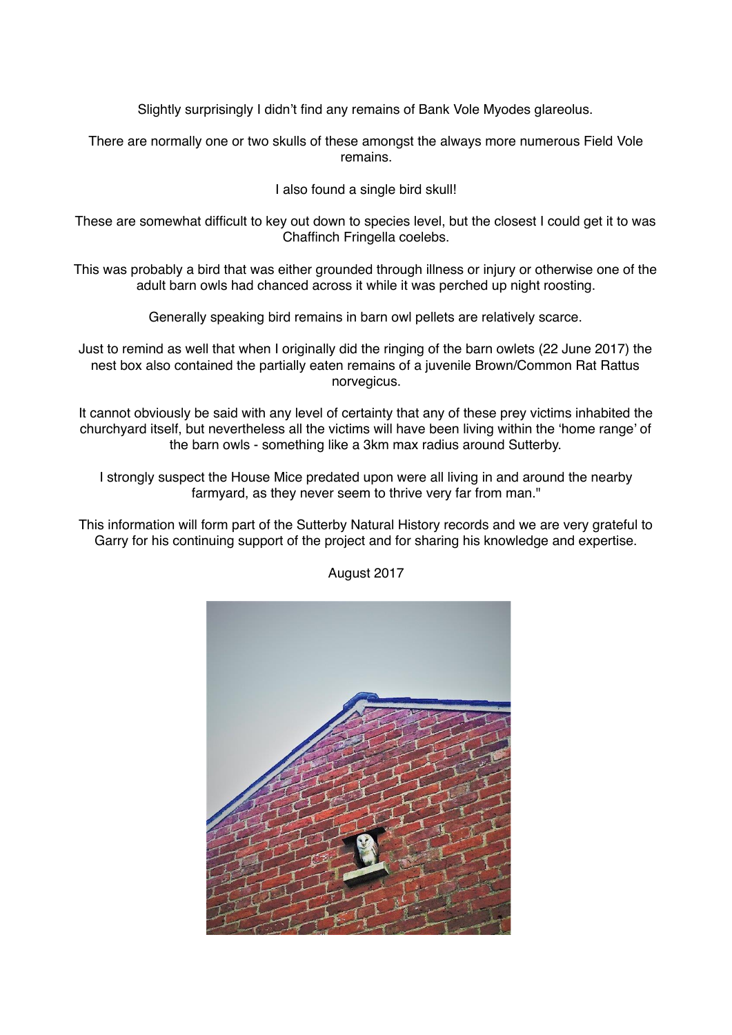Slightly surprisingly I didn't find any remains of Bank Vole Myodes glareolus.

There are normally one or two skulls of these amongst the always more numerous Field Vole remains.

I also found a single bird skull!

These are somewhat difficult to key out down to species level, but the closest I could get it to was Chaffinch Fringella coelebs.

This was probably a bird that was either grounded through illness or injury or otherwise one of the adult barn owls had chanced across it while it was perched up night roosting.

Generally speaking bird remains in barn owl pellets are relatively scarce.

Just to remind as well that when I originally did the ringing of the barn owlets (22 June 2017) the nest box also contained the partially eaten remains of a juvenile Brown/Common Rat Rattus norvegicus.

It cannot obviously be said with any level of certainty that any of these prey victims inhabited the churchyard itself, but nevertheless all the victims will have been living within the 'home range' of the barn owls - something like a 3km max radius around Sutterby.

I strongly suspect the House Mice predated upon were all living in and around the nearby farmyard, as they never seem to thrive very far from man."

This information will form part of the Sutterby Natural History records and we are very grateful to Garry for his continuing support of the project and for sharing his knowledge and expertise.

August 2017